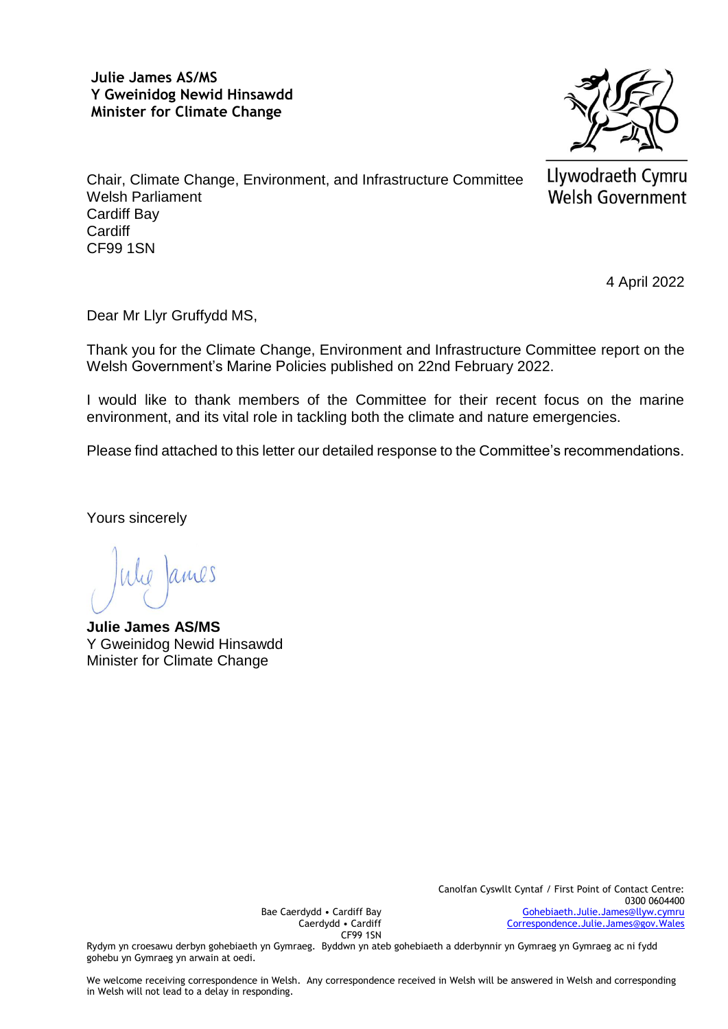**Julie James AS/MS**
**Y Gweinidog Newid Hinsawdd**
**Minister for Climate Change**

Llywodraeth Cymru
Welsh Government

Chair, Climate Change, Environment, and Infrastructure Committee
Welsh Parliament
Cardiff Bay
Cardiff
CF99 1SN

4 April 2022

Dear Mr Llyr Gruffydd MS,

Thank you for the Climate Change, Environment and Infrastructure Committee report on the Welsh Government's Marine Policies published on 22nd February 2022.

I would like to thank members of the Committee for their recent focus on the marine environment, and its vital role in tackling both the climate and nature emergencies.

Please find attached to this letter our detailed response to the Committee's recommendations.

Yours sincerely

Julie James

**Julie James AS/MS**
Y Gweinidog Newid Hinsawdd
Minister for Climate Change

Bae Caerdydd • Cardiff Bay
Caerdydd • Cardiff
CF99 1SN

Canolfan Cyswllt Cyntaf / First Point of Contact Centre:
0300 0604400
Gohebiaeth.Julie.James@llyw.cymru
Correspondence.Julie.James@gov.Wales

Rydym yn croesawu derbyn gohebiaeth yn Gymraeg. Byddwn yn ateb gohebiaeth a dderbynnir yn Gymraeg yn Gymraeg ac ni fydd gohebu yn Gymraeg yn arwain at oedi.

We welcome receiving correspondence in Welsh. Any correspondence received in Welsh will be answered in Welsh and corresponding in Welsh will not lead to a delay in responding.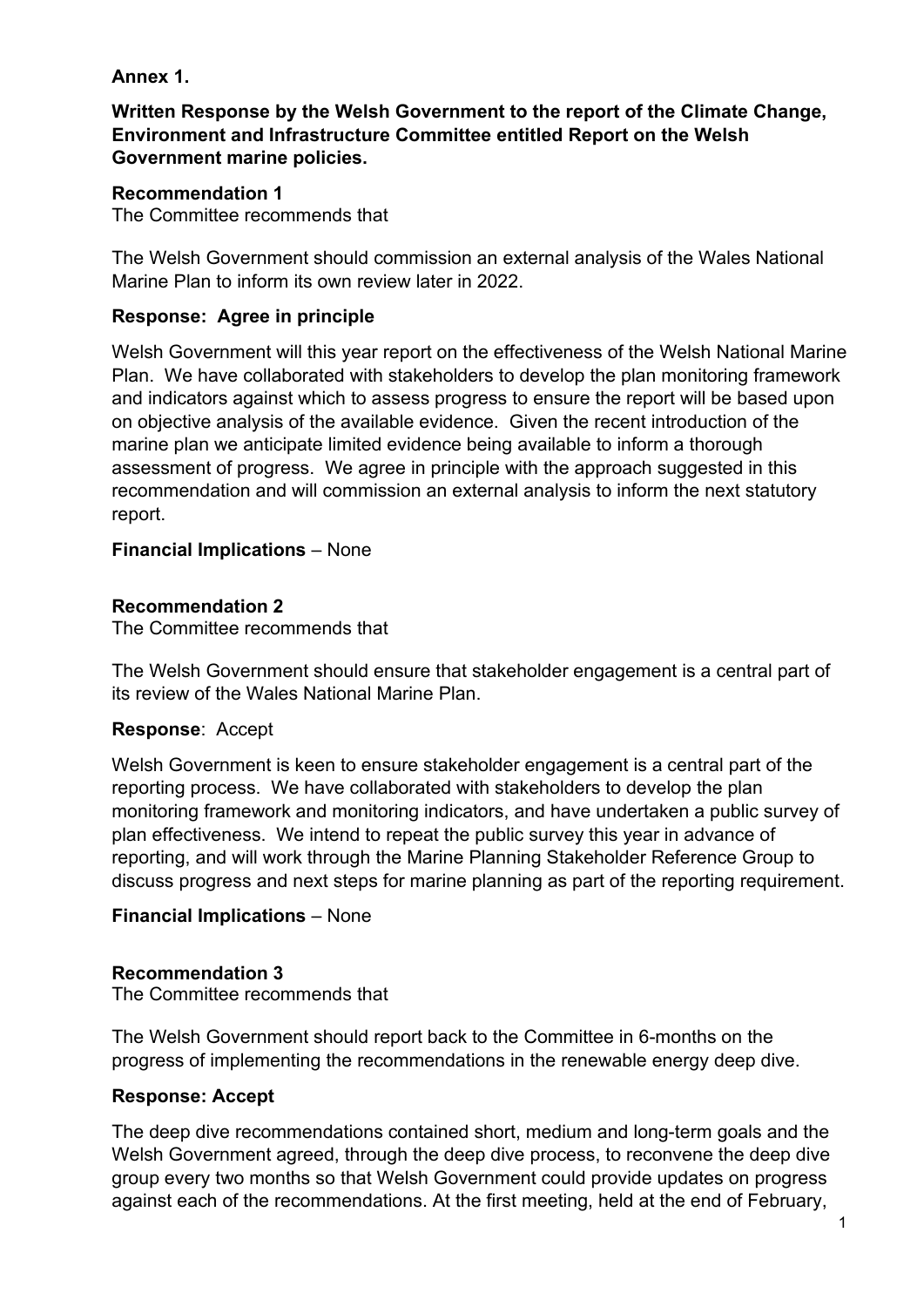**Annex 1.**

**Written Response by the Welsh Government to the report of the Climate Change, Environment and Infrastructure Committee entitled Report on the Welsh Government marine policies.**

**Recommendation 1**
The Committee recommends that

The Welsh Government should commission an external analysis of the Wales National Marine Plan to inform its own review later in 2022.

**Response: Agree in principle**

Welsh Government will this year report on the effectiveness of the Welsh National Marine Plan. We have collaborated with stakeholders to develop the plan monitoring framework and indicators against which to assess progress to ensure the report will be based upon on objective analysis of the available evidence. Given the recent introduction of the marine plan we anticipate limited evidence being available to inform a thorough assessment of progress. We agree in principle with the approach suggested in this recommendation and will commission an external analysis to inform the next statutory report.

**Financial Implications** – None

**Recommendation 2**
The Committee recommends that

The Welsh Government should ensure that stakeholder engagement is a central part of its review of the Wales National Marine Plan.

**Response**: Accept

Welsh Government is keen to ensure stakeholder engagement is a central part of the reporting process. We have collaborated with stakeholders to develop the plan monitoring framework and monitoring indicators, and have undertaken a public survey of plan effectiveness. We intend to repeat the public survey this year in advance of reporting, and will work through the Marine Planning Stakeholder Reference Group to discuss progress and next steps for marine planning as part of the reporting requirement.

**Financial Implications** – None

**Recommendation 3**
The Committee recommends that

The Welsh Government should report back to the Committee in 6-months on the progress of implementing the recommendations in the renewable energy deep dive.

**Response: Accept**

The deep dive recommendations contained short, medium and long-term goals and the Welsh Government agreed, through the deep dive process, to reconvene the deep dive group every two months so that Welsh Government could provide updates on progress against each of the recommendations. At the first meeting, held at the end of February,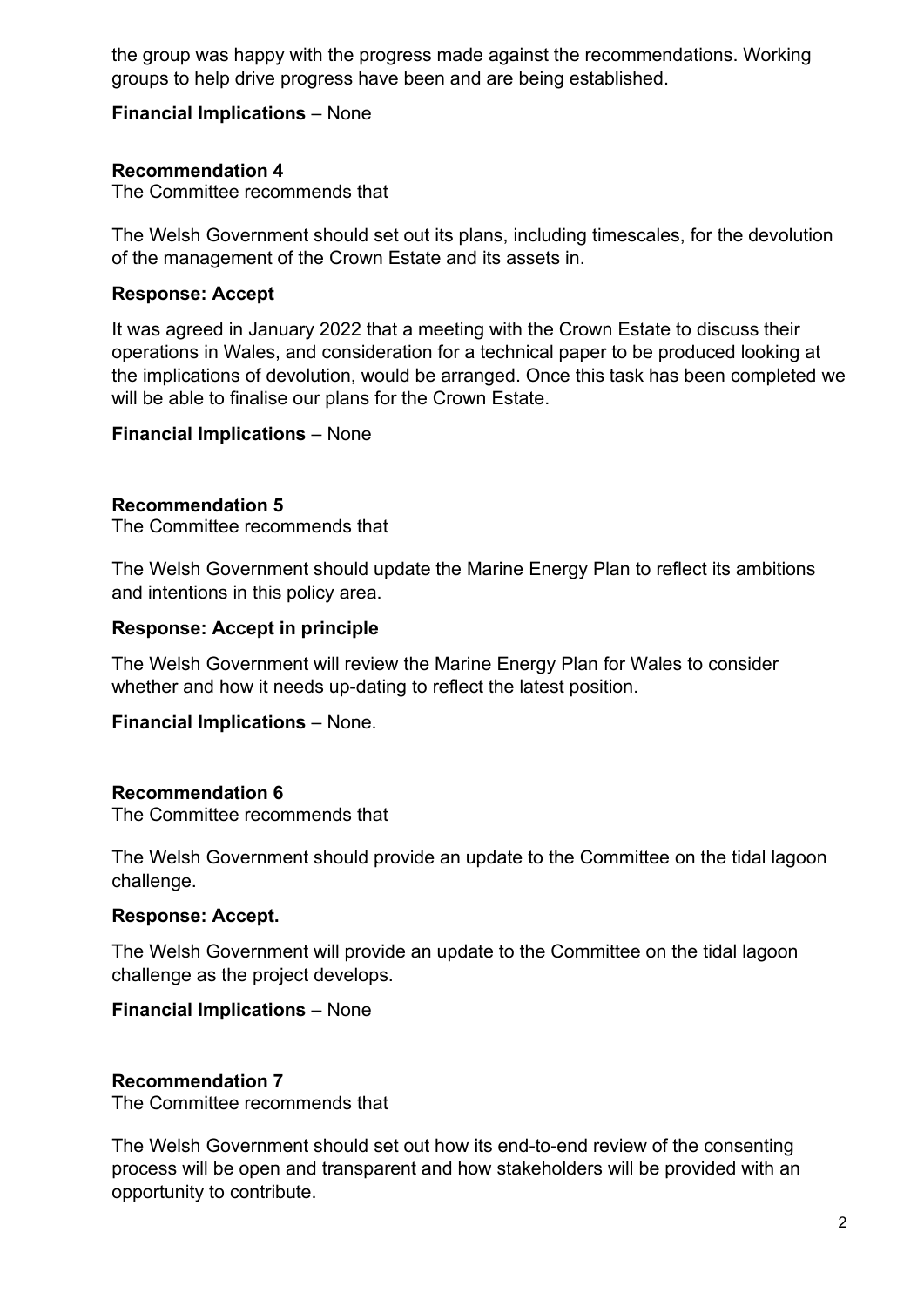the group was happy with the progress made against the recommendations. Working groups to help drive progress have been and are being established.

**Financial Implications** – None

**Recommendation 4**
The Committee recommends that

The Welsh Government should set out its plans, including timescales, for the devolution of the management of the Crown Estate and its assets in.

**Response: Accept**

It was agreed in January 2022 that a meeting with the Crown Estate to discuss their operations in Wales, and consideration for a technical paper to be produced looking at the implications of devolution, would be arranged. Once this task has been completed we will be able to finalise our plans for the Crown Estate.

**Financial Implications** – None

**Recommendation 5**
The Committee recommends that

The Welsh Government should update the Marine Energy Plan to reflect its ambitions and intentions in this policy area.

**Response: Accept in principle**

The Welsh Government will review the Marine Energy Plan for Wales to consider whether and how it needs up-dating to reflect the latest position.

**Financial Implications** – None.

**Recommendation 6**
The Committee recommends that

The Welsh Government should provide an update to the Committee on the tidal lagoon challenge.

**Response: Accept.**

The Welsh Government will provide an update to the Committee on the tidal lagoon challenge as the project develops.

**Financial Implications** – None

**Recommendation 7**
The Committee recommends that

The Welsh Government should set out how its end-to-end review of the consenting process will be open and transparent and how stakeholders will be provided with an opportunity to contribute.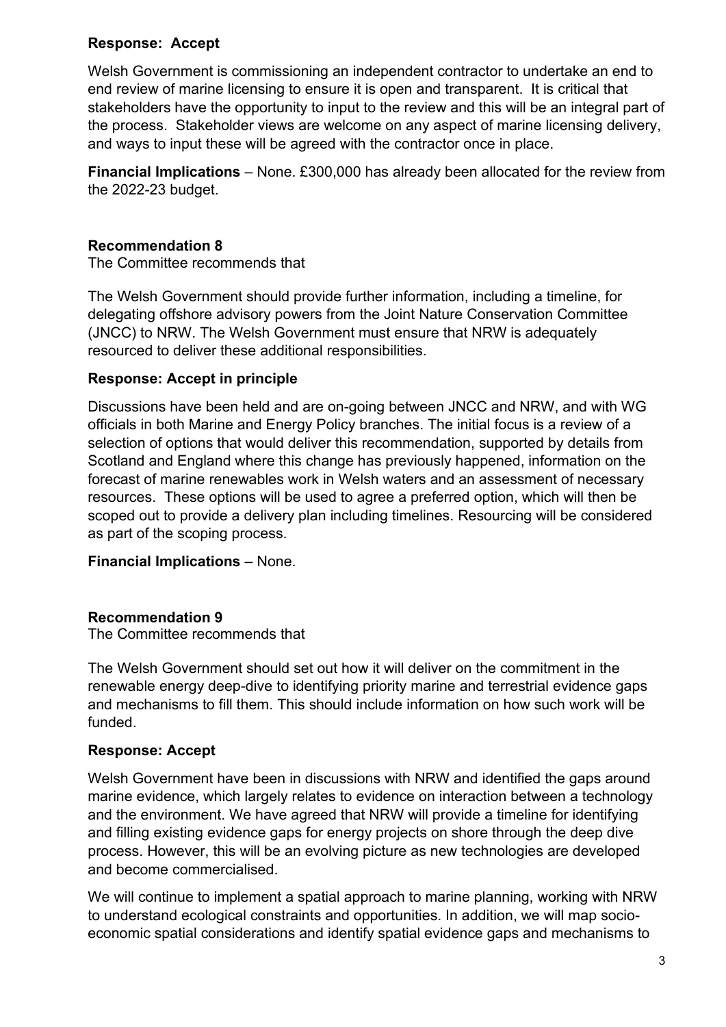**Response: Accept**

Welsh Government is commissioning an independent contractor to undertake an end to end review of marine licensing to ensure it is open and transparent. It is critical that stakeholders have the opportunity to input to the review and this will be an integral part of the process. Stakeholder views are welcome on any aspect of marine licensing delivery, and ways to input these will be agreed with the contractor once in place.

**Financial Implications** – None. £300,000 has already been allocated for the review from the 2022-23 budget.

**Recommendation 8**

The Committee recommends that

The Welsh Government should provide further information, including a timeline, for delegating offshore advisory powers from the Joint Nature Conservation Committee (JNCC) to NRW. The Welsh Government must ensure that NRW is adequately resourced to deliver these additional responsibilities.

**Response: Accept in principle**

Discussions have been held and are on-going between JNCC and NRW, and with WG officials in both Marine and Energy Policy branches. The initial focus is a review of a selection of options that would deliver this recommendation, supported by details from Scotland and England where this change has previously happened, information on the forecast of marine renewables work in Welsh waters and an assessment of necessary resources. These options will be used to agree a preferred option, which will then be scoped out to provide a delivery plan including timelines. Resourcing will be considered as part of the scoping process.

**Financial Implications** – None.

**Recommendation 9**

The Committee recommends that

The Welsh Government should set out how it will deliver on the commitment in the renewable energy deep-dive to identifying priority marine and terrestrial evidence gaps and mechanisms to fill them. This should include information on how such work will be funded.

**Response: Accept**

Welsh Government have been in discussions with NRW and identified the gaps around marine evidence, which largely relates to evidence on interaction between a technology and the environment. We have agreed that NRW will provide a timeline for identifying and filling existing evidence gaps for energy projects on shore through the deep dive process. However, this will be an evolving picture as new technologies are developed and become commercialised.

We will continue to implement a spatial approach to marine planning, working with NRW to understand ecological constraints and opportunities. In addition, we will map socio-economic spatial considerations and identify spatial evidence gaps and mechanisms to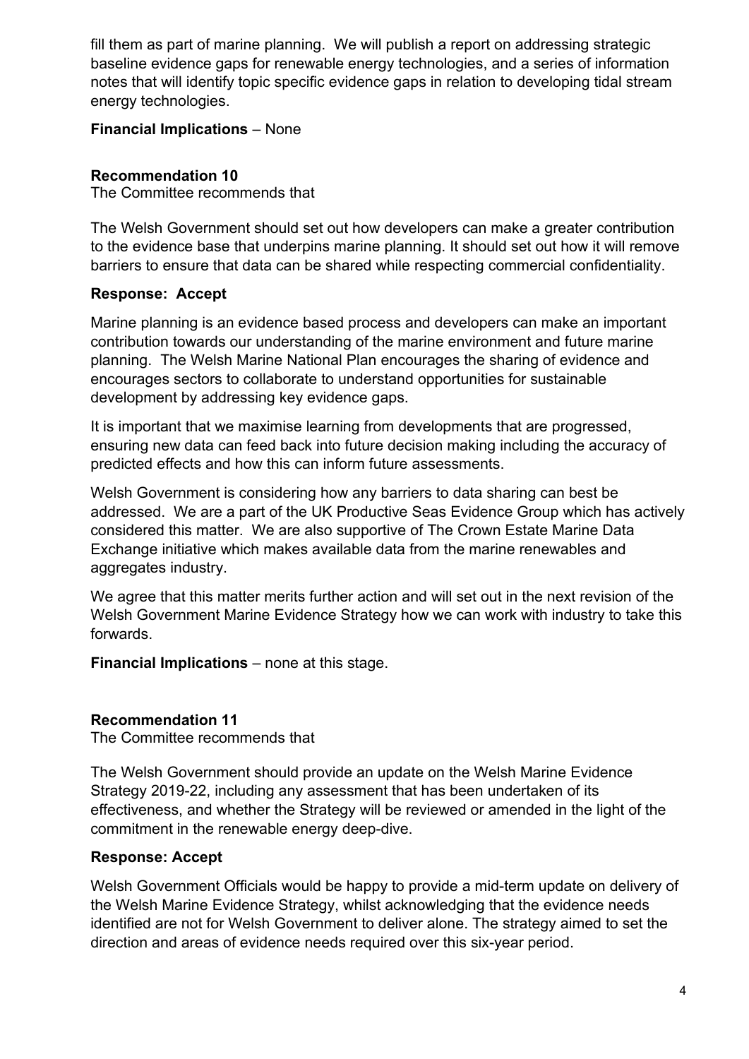fill them as part of marine planning. We will publish a report on addressing strategic baseline evidence gaps for renewable energy technologies, and a series of information notes that will identify topic specific evidence gaps in relation to developing tidal stream energy technologies.

**Financial Implications** – None

**Recommendation 10**
The Committee recommends that

The Welsh Government should set out how developers can make a greater contribution to the evidence base that underpins marine planning. It should set out how it will remove barriers to ensure that data can be shared while respecting commercial confidentiality.

**Response: Accept**

Marine planning is an evidence based process and developers can make an important contribution towards our understanding of the marine environment and future marine planning. The Welsh Marine National Plan encourages the sharing of evidence and encourages sectors to collaborate to understand opportunities for sustainable development by addressing key evidence gaps.

It is important that we maximise learning from developments that are progressed, ensuring new data can feed back into future decision making including the accuracy of predicted effects and how this can inform future assessments.

Welsh Government is considering how any barriers to data sharing can best be addressed. We are a part of the UK Productive Seas Evidence Group which has actively considered this matter. We are also supportive of The Crown Estate Marine Data Exchange initiative which makes available data from the marine renewables and aggregates industry.

We agree that this matter merits further action and will set out in the next revision of the Welsh Government Marine Evidence Strategy how we can work with industry to take this forwards.

**Financial Implications** – none at this stage.

**Recommendation 11**
The Committee recommends that

The Welsh Government should provide an update on the Welsh Marine Evidence Strategy 2019-22, including any assessment that has been undertaken of its effectiveness, and whether the Strategy will be reviewed or amended in the light of the commitment in the renewable energy deep-dive.

**Response: Accept**

Welsh Government Officials would be happy to provide a mid-term update on delivery of the Welsh Marine Evidence Strategy, whilst acknowledging that the evidence needs identified are not for Welsh Government to deliver alone. The strategy aimed to set the direction and areas of evidence needs required over this six-year period.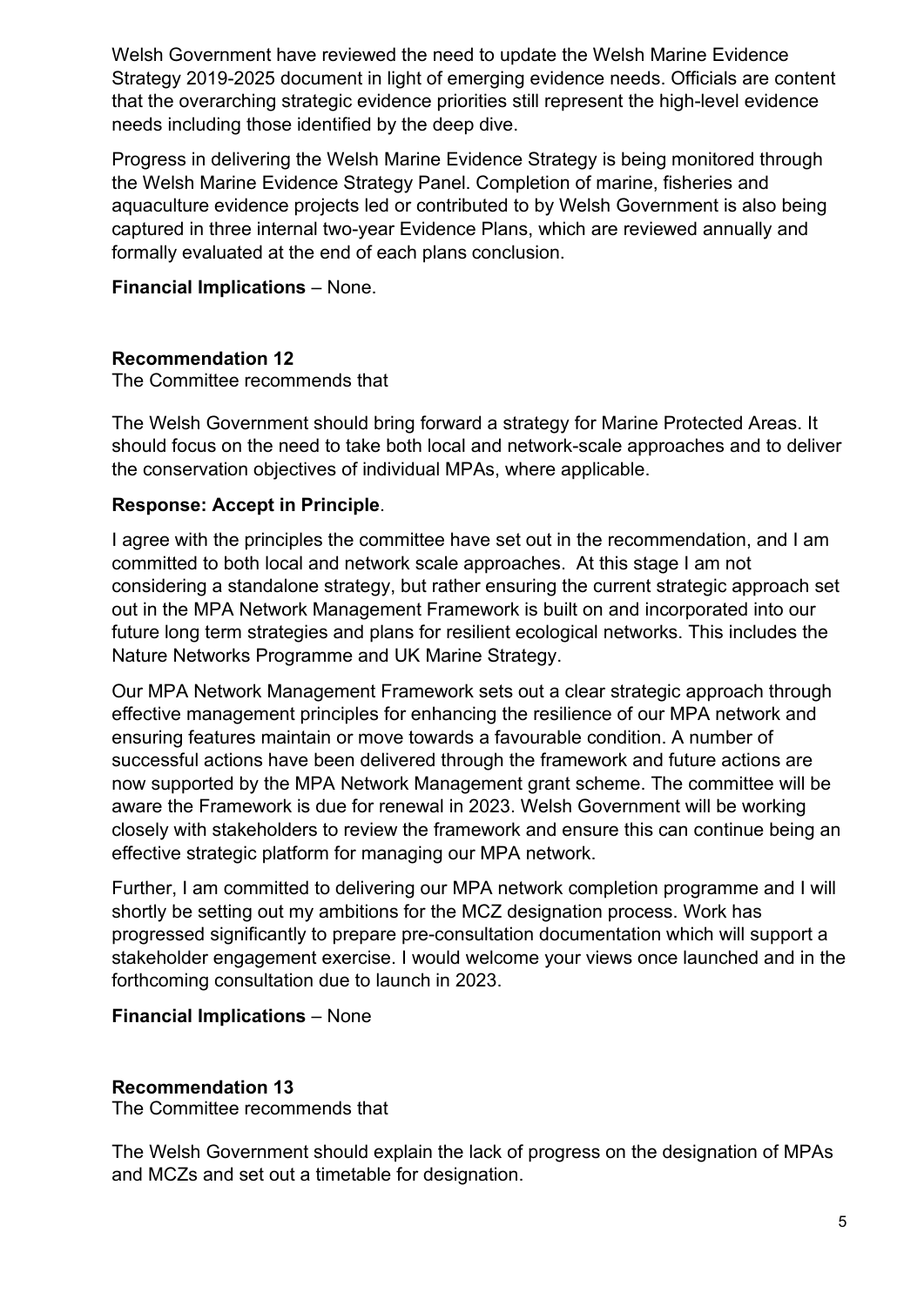Welsh Government have reviewed the need to update the Welsh Marine Evidence Strategy 2019-2025 document in light of emerging evidence needs. Officials are content that the overarching strategic evidence priorities still represent the high-level evidence needs including those identified by the deep dive.

Progress in delivering the Welsh Marine Evidence Strategy is being monitored through the Welsh Marine Evidence Strategy Panel. Completion of marine, fisheries and aquaculture evidence projects led or contributed to by Welsh Government is also being captured in three internal two-year Evidence Plans, which are reviewed annually and formally evaluated at the end of each plans conclusion.

**Financial Implications** – None.

**Recommendation 12**
The Committee recommends that

The Welsh Government should bring forward a strategy for Marine Protected Areas. It should focus on the need to take both local and network-scale approaches and to deliver the conservation objectives of individual MPAs, where applicable.

**Response: Accept in Principle**.

I agree with the principles the committee have set out in the recommendation, and I am committed to both local and network scale approaches. At this stage I am not considering a standalone strategy, but rather ensuring the current strategic approach set out in the MPA Network Management Framework is built on and incorporated into our future long term strategies and plans for resilient ecological networks. This includes the Nature Networks Programme and UK Marine Strategy.

Our MPA Network Management Framework sets out a clear strategic approach through effective management principles for enhancing the resilience of our MPA network and ensuring features maintain or move towards a favourable condition. A number of successful actions have been delivered through the framework and future actions are now supported by the MPA Network Management grant scheme. The committee will be aware the Framework is due for renewal in 2023. Welsh Government will be working closely with stakeholders to review the framework and ensure this can continue being an effective strategic platform for managing our MPA network.

Further, I am committed to delivering our MPA network completion programme and I will shortly be setting out my ambitions for the MCZ designation process. Work has progressed significantly to prepare pre-consultation documentation which will support a stakeholder engagement exercise. I would welcome your views once launched and in the forthcoming consultation due to launch in 2023.

**Financial Implications** – None

**Recommendation 13**
The Committee recommends that

The Welsh Government should explain the lack of progress on the designation of MPAs and MCZs and set out a timetable for designation.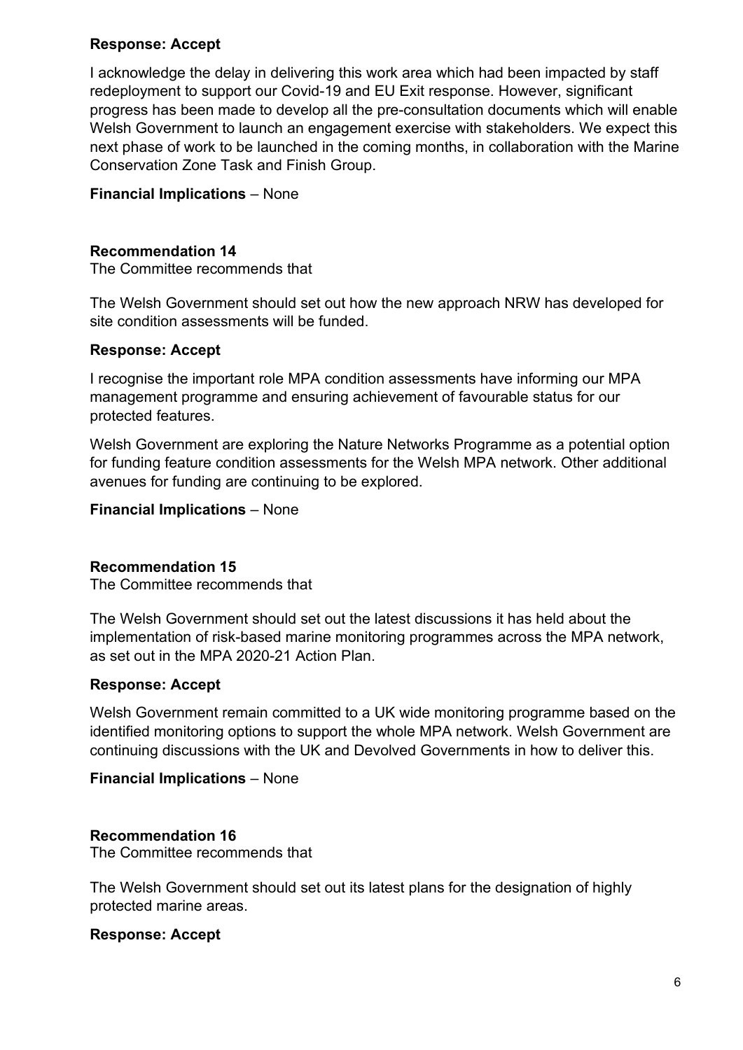**Response: Accept**

I acknowledge the delay in delivering this work area which had been impacted by staff redeployment to support our Covid-19 and EU Exit response. However, significant progress has been made to develop all the pre-consultation documents which will enable Welsh Government to launch an engagement exercise with stakeholders. We expect this next phase of work to be launched in the coming months, in collaboration with the Marine Conservation Zone Task and Finish Group.

**Financial Implications** – None

**Recommendation 14**
The Committee recommends that

The Welsh Government should set out how the new approach NRW has developed for site condition assessments will be funded.

**Response: Accept**

I recognise the important role MPA condition assessments have informing our MPA management programme and ensuring achievement of favourable status for our protected features.

Welsh Government are exploring the Nature Networks Programme as a potential option for funding feature condition assessments for the Welsh MPA network. Other additional avenues for funding are continuing to be explored.

**Financial Implications** – None

**Recommendation 15**
The Committee recommends that

The Welsh Government should set out the latest discussions it has held about the implementation of risk-based marine monitoring programmes across the MPA network, as set out in the MPA 2020-21 Action Plan.

**Response: Accept**

Welsh Government remain committed to a UK wide monitoring programme based on the identified monitoring options to support the whole MPA network. Welsh Government are continuing discussions with the UK and Devolved Governments in how to deliver this.

**Financial Implications** – None

**Recommendation 16**
The Committee recommends that

The Welsh Government should set out its latest plans for the designation of highly protected marine areas.

**Response: Accept**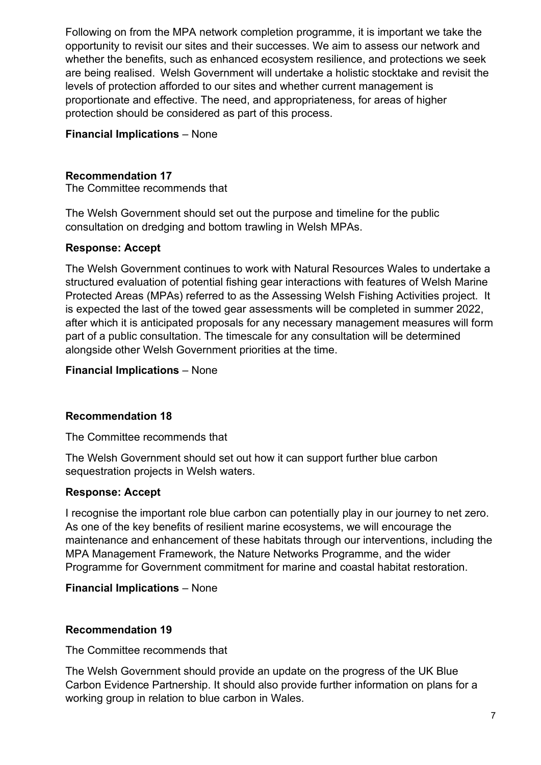Following on from the MPA network completion programme, it is important we take the opportunity to revisit our sites and their successes. We aim to assess our network and whether the benefits, such as enhanced ecosystem resilience, and protections we seek are being realised.  Welsh Government will undertake a holistic stocktake and revisit the levels of protection afforded to our sites and whether current management is proportionate and effective. The need, and appropriateness, for areas of higher protection should be considered as part of this process.

**Financial Implications** – None

**Recommendation 17**

The Committee recommends that

The Welsh Government should set out the purpose and timeline for the public consultation on dredging and bottom trawling in Welsh MPAs.

**Response: Accept**

The Welsh Government continues to work with Natural Resources Wales to undertake a structured evaluation of potential fishing gear interactions with features of Welsh Marine Protected Areas (MPAs) referred to as the Assessing Welsh Fishing Activities project.  It is expected the last of the towed gear assessments will be completed in summer 2022, after which it is anticipated proposals for any necessary management measures will form part of a public consultation. The timescale for any consultation will be determined alongside other Welsh Government priorities at the time.

**Financial Implications** – None

**Recommendation 18**

The Committee recommends that

The Welsh Government should set out how it can support further blue carbon sequestration projects in Welsh waters.

**Response: Accept**

I recognise the important role blue carbon can potentially play in our journey to net zero. As one of the key benefits of resilient marine ecosystems, we will encourage the maintenance and enhancement of these habitats through our interventions, including the MPA Management Framework, the Nature Networks Programme, and the wider Programme for Government commitment for marine and coastal habitat restoration.

**Financial Implications** – None

**Recommendation 19**

The Committee recommends that

The Welsh Government should provide an update on the progress of the UK Blue Carbon Evidence Partnership. It should also provide further information on plans for a working group in relation to blue carbon in Wales.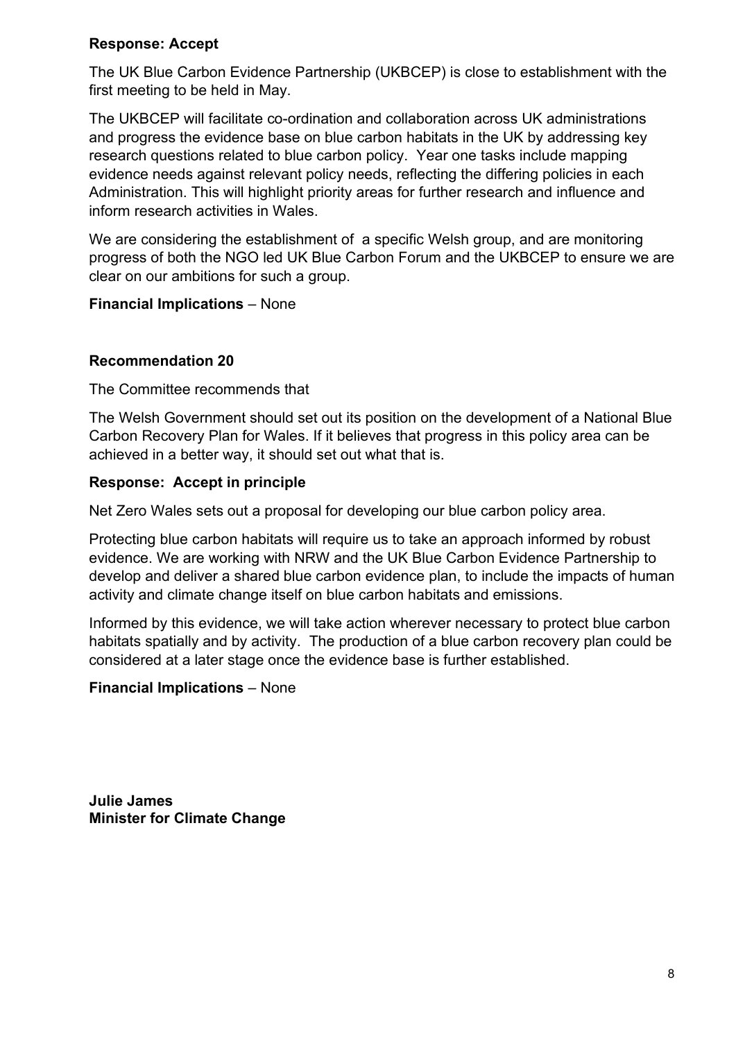**Response: Accept**

The UK Blue Carbon Evidence Partnership (UKBCEP) is close to establishment with the first meeting to be held in May.

The UKBCEP will facilitate co-ordination and collaboration across UK administrations and progress the evidence base on blue carbon habitats in the UK by addressing key research questions related to blue carbon policy. Year one tasks include mapping evidence needs against relevant policy needs, reflecting the differing policies in each Administration. This will highlight priority areas for further research and influence and inform research activities in Wales.

We are considering the establishment of a specific Welsh group, and are monitoring progress of both the NGO led UK Blue Carbon Forum and the UKBCEP to ensure we are clear on our ambitions for such a group.

**Financial Implications** – None

**Recommendation 20**

The Committee recommends that

The Welsh Government should set out its position on the development of a National Blue Carbon Recovery Plan for Wales. If it believes that progress in this policy area can be achieved in a better way, it should set out what that is.

**Response: Accept in principle**

Net Zero Wales sets out a proposal for developing our blue carbon policy area.

Protecting blue carbon habitats will require us to take an approach informed by robust evidence. We are working with NRW and the UK Blue Carbon Evidence Partnership to develop and deliver a shared blue carbon evidence plan, to include the impacts of human activity and climate change itself on blue carbon habitats and emissions.

Informed by this evidence, we will take action wherever necessary to protect blue carbon habitats spatially and by activity. The production of a blue carbon recovery plan could be considered at a later stage once the evidence base is further established.

**Financial Implications** – None

**Julie James**
**Minister for Climate Change**